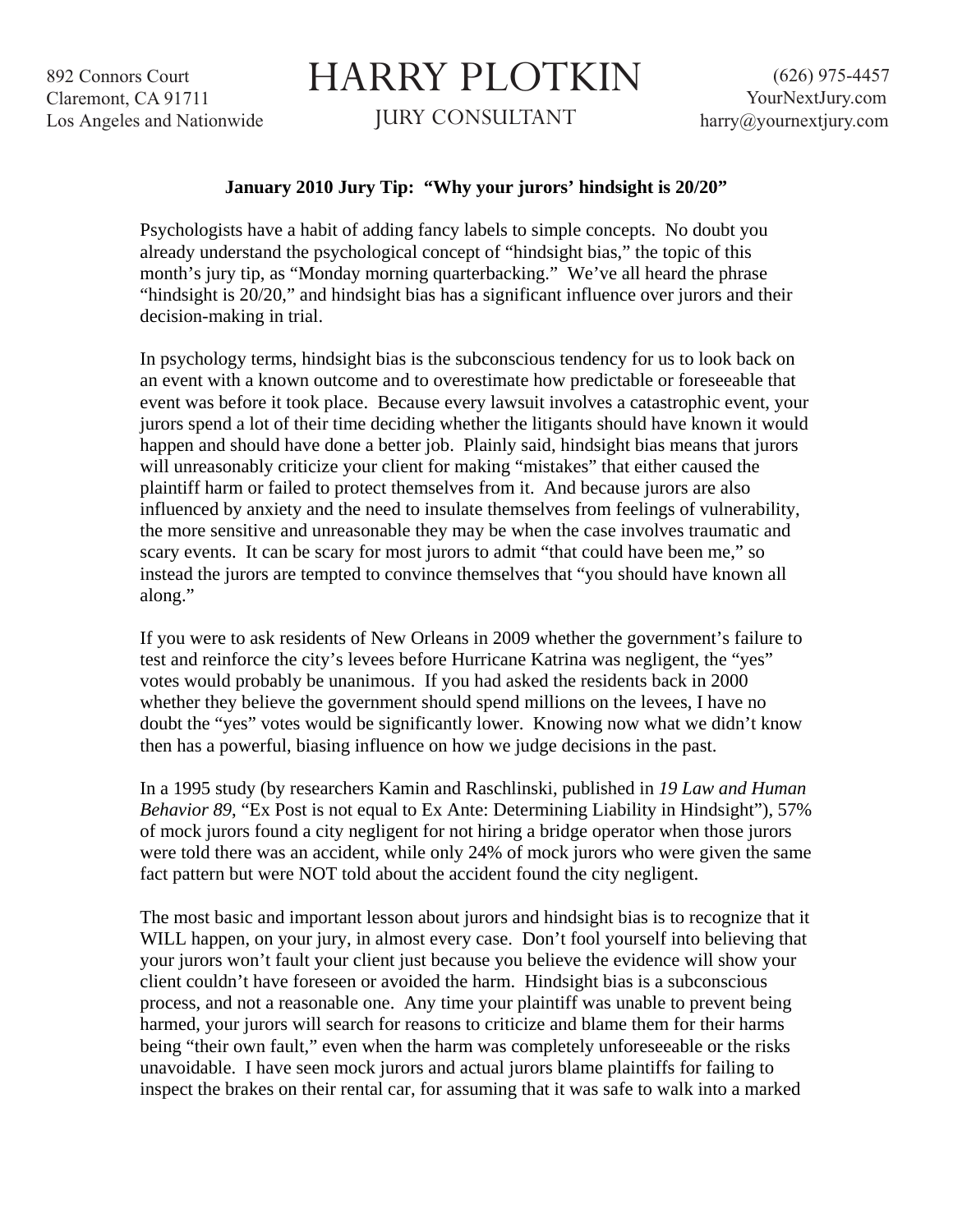892 Connors Court
Claremont, CA 91711
Los Angeles and Nationwide

# HARRY PLOTKIN

JURY CONSULTANT

(626) 975-4457
YourNextJury.com
harry@yournextjury.com

**January 2010 Jury Tip: "Why your jurors' hindsight is 20/20"**

Psychologists have a habit of adding fancy labels to simple concepts. No doubt you already understand the psychological concept of "hindsight bias," the topic of this month's jury tip, as "Monday morning quarterbacking." We've all heard the phrase "hindsight is 20/20," and hindsight bias has a significant influence over jurors and their decision-making in trial.

In psychology terms, hindsight bias is the subconscious tendency for us to look back on an event with a known outcome and to overestimate how predictable or foreseeable that event was before it took place. Because every lawsuit involves a catastrophic event, your jurors spend a lot of their time deciding whether the litigants should have known it would happen and should have done a better job. Plainly said, hindsight bias means that jurors will unreasonably criticize your client for making "mistakes" that either caused the plaintiff harm or failed to protect themselves from it. And because jurors are also influenced by anxiety and the need to insulate themselves from feelings of vulnerability, the more sensitive and unreasonable they may be when the case involves traumatic and scary events. It can be scary for most jurors to admit "that could have been me," so instead the jurors are tempted to convince themselves that "you should have known all along."

If you were to ask residents of New Orleans in 2009 whether the government's failure to test and reinforce the city's levees before Hurricane Katrina was negligent, the "yes" votes would probably be unanimous. If you had asked the residents back in 2000 whether they believe the government should spend millions on the levees, I have no doubt the "yes" votes would be significantly lower. Knowing now what we didn't know then has a powerful, biasing influence on how we judge decisions in the past.

In a 1995 study (by researchers Kamin and Raschlinski, published in *19 Law and Human Behavior 89*, "Ex Post is not equal to Ex Ante: Determining Liability in Hindsight"), 57% of mock jurors found a city negligent for not hiring a bridge operator when those jurors were told there was an accident, while only 24% of mock jurors who were given the same fact pattern but were NOT told about the accident found the city negligent.

The most basic and important lesson about jurors and hindsight bias is to recognize that it WILL happen, on your jury, in almost every case. Don't fool yourself into believing that your jurors won't fault your client just because you believe the evidence will show your client couldn't have foreseen or avoided the harm. Hindsight bias is a subconscious process, and not a reasonable one. Any time your plaintiff was unable to prevent being harmed, your jurors will search for reasons to criticize and blame them for their harms being "their own fault," even when the harm was completely unforeseeable or the risks unavoidable. I have seen mock jurors and actual jurors blame plaintiffs for failing to inspect the brakes on their rental car, for assuming that it was safe to walk into a marked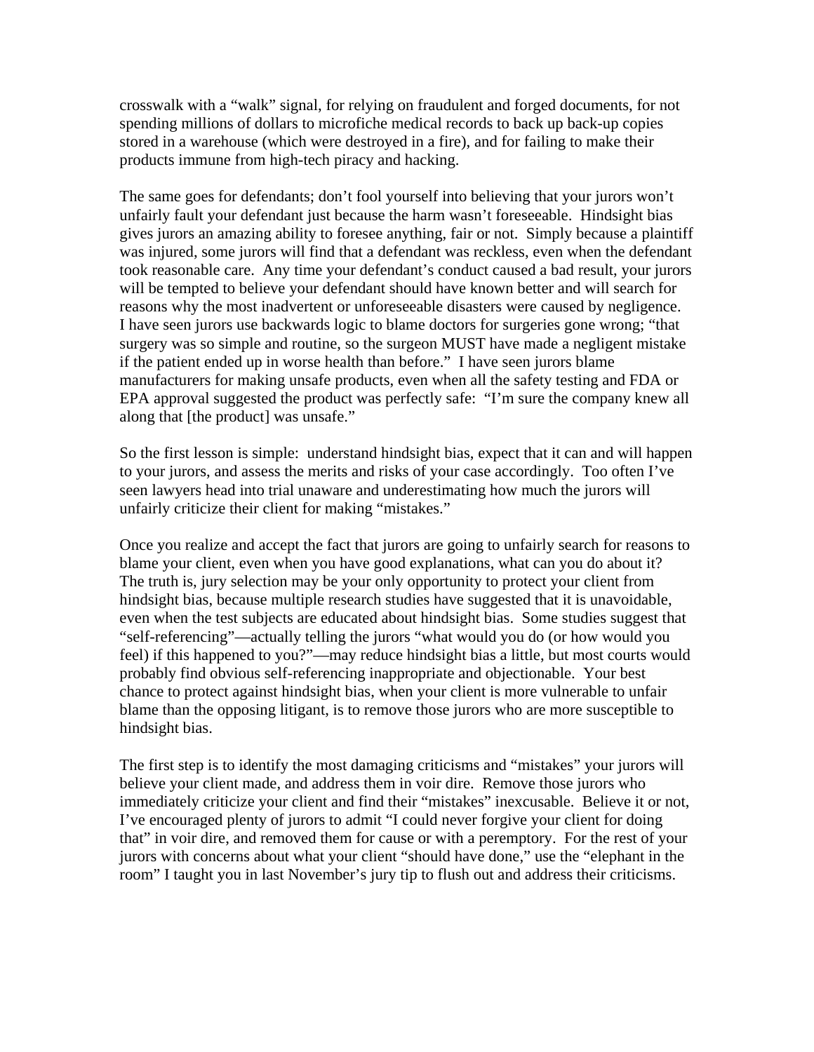crosswalk with a "walk" signal, for relying on fraudulent and forged documents, for not spending millions of dollars to microfiche medical records to back up back-up copies stored in a warehouse (which were destroyed in a fire), and for failing to make their products immune from high-tech piracy and hacking.

The same goes for defendants; don't fool yourself into believing that your jurors won't unfairly fault your defendant just because the harm wasn't foreseeable. Hindsight bias gives jurors an amazing ability to foresee anything, fair or not. Simply because a plaintiff was injured, some jurors will find that a defendant was reckless, even when the defendant took reasonable care. Any time your defendant's conduct caused a bad result, your jurors will be tempted to believe your defendant should have known better and will search for reasons why the most inadvertent or unforeseeable disasters were caused by negligence. I have seen jurors use backwards logic to blame doctors for surgeries gone wrong; "that surgery was so simple and routine, so the surgeon MUST have made a negligent mistake if the patient ended up in worse health than before." I have seen jurors blame manufacturers for making unsafe products, even when all the safety testing and FDA or EPA approval suggested the product was perfectly safe: "I'm sure the company knew all along that [the product] was unsafe."

So the first lesson is simple: understand hindsight bias, expect that it can and will happen to your jurors, and assess the merits and risks of your case accordingly. Too often I've seen lawyers head into trial unaware and underestimating how much the jurors will unfairly criticize their client for making "mistakes."

Once you realize and accept the fact that jurors are going to unfairly search for reasons to blame your client, even when you have good explanations, what can you do about it? The truth is, jury selection may be your only opportunity to protect your client from hindsight bias, because multiple research studies have suggested that it is unavoidable, even when the test subjects are educated about hindsight bias. Some studies suggest that "self-referencing"—actually telling the jurors "what would you do (or how would you feel) if this happened to you?"—may reduce hindsight bias a little, but most courts would probably find obvious self-referencing inappropriate and objectionable. Your best chance to protect against hindsight bias, when your client is more vulnerable to unfair blame than the opposing litigant, is to remove those jurors who are more susceptible to hindsight bias.

The first step is to identify the most damaging criticisms and "mistakes" your jurors will believe your client made, and address them in voir dire. Remove those jurors who immediately criticize your client and find their "mistakes" inexcusable. Believe it or not, I've encouraged plenty of jurors to admit "I could never forgive your client for doing that" in voir dire, and removed them for cause or with a peremptory. For the rest of your jurors with concerns about what your client "should have done," use the "elephant in the room" I taught you in last November's jury tip to flush out and address their criticisms.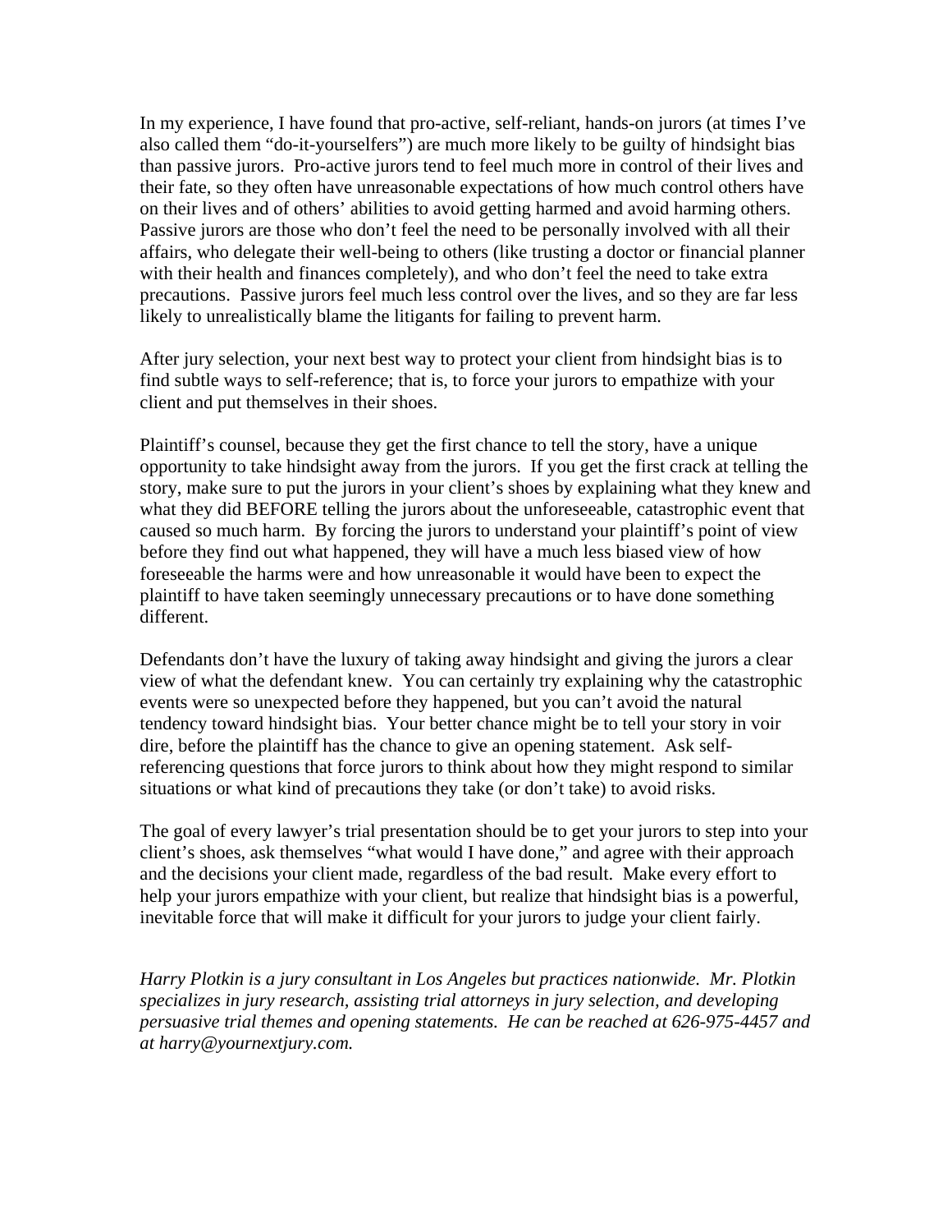In my experience, I have found that pro-active, self-reliant, hands-on jurors (at times I've also called them "do-it-yourselfers") are much more likely to be guilty of hindsight bias than passive jurors. Pro-active jurors tend to feel much more in control of their lives and their fate, so they often have unreasonable expectations of how much control others have on their lives and of others' abilities to avoid getting harmed and avoid harming others. Passive jurors are those who don't feel the need to be personally involved with all their affairs, who delegate their well-being to others (like trusting a doctor or financial planner with their health and finances completely), and who don't feel the need to take extra precautions. Passive jurors feel much less control over the lives, and so they are far less likely to unrealistically blame the litigants for failing to prevent harm.

After jury selection, your next best way to protect your client from hindsight bias is to find subtle ways to self-reference; that is, to force your jurors to empathize with your client and put themselves in their shoes.

Plaintiff's counsel, because they get the first chance to tell the story, have a unique opportunity to take hindsight away from the jurors. If you get the first crack at telling the story, make sure to put the jurors in your client's shoes by explaining what they knew and what they did BEFORE telling the jurors about the unforeseeable, catastrophic event that caused so much harm. By forcing the jurors to understand your plaintiff's point of view before they find out what happened, they will have a much less biased view of how foreseeable the harms were and how unreasonable it would have been to expect the plaintiff to have taken seemingly unnecessary precautions or to have done something different.

Defendants don't have the luxury of taking away hindsight and giving the jurors a clear view of what the defendant knew. You can certainly try explaining why the catastrophic events were so unexpected before they happened, but you can't avoid the natural tendency toward hindsight bias. Your better chance might be to tell your story in voir dire, before the plaintiff has the chance to give an opening statement. Ask self-referencing questions that force jurors to think about how they might respond to similar situations or what kind of precautions they take (or don't take) to avoid risks.

The goal of every lawyer's trial presentation should be to get your jurors to step into your client's shoes, ask themselves "what would I have done," and agree with their approach and the decisions your client made, regardless of the bad result. Make every effort to help your jurors empathize with your client, but realize that hindsight bias is a powerful, inevitable force that will make it difficult for your jurors to judge your client fairly.

*Harry Plotkin is a jury consultant in Los Angeles but practices nationwide. Mr. Plotkin specializes in jury research, assisting trial attorneys in jury selection, and developing persuasive trial themes and opening statements. He can be reached at 626-975-4457 and at harry@yournextjury.com.*